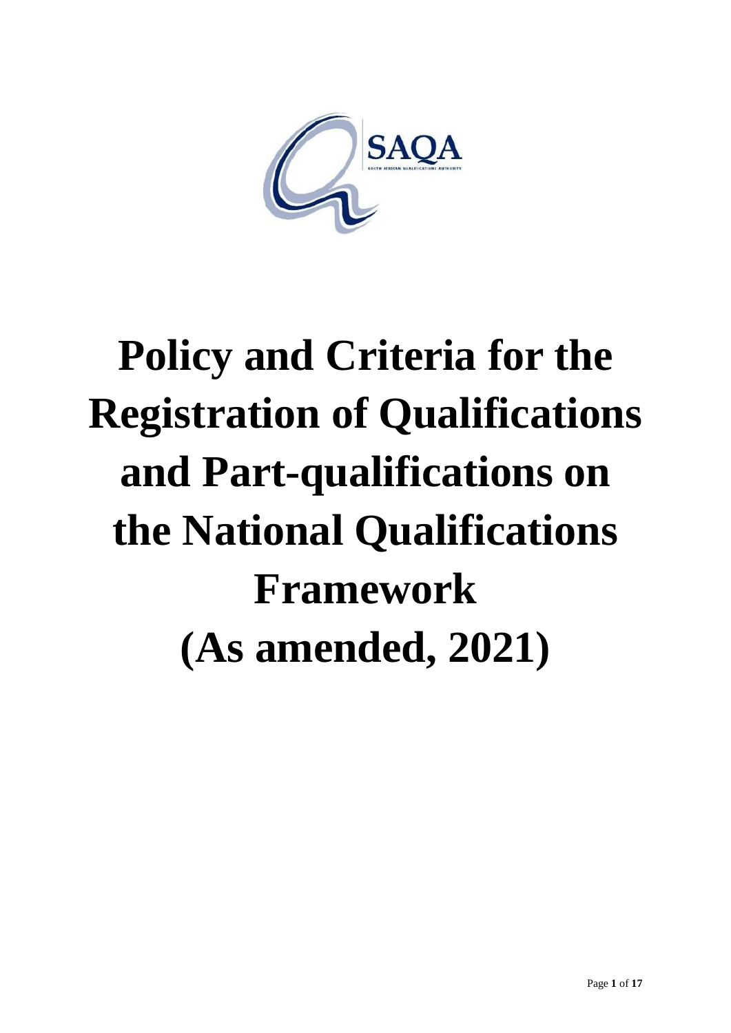# Policy and Criteria for the Registration of Qualifications and Part-qualifications on the National Qualifications Framework (As amended, 2021)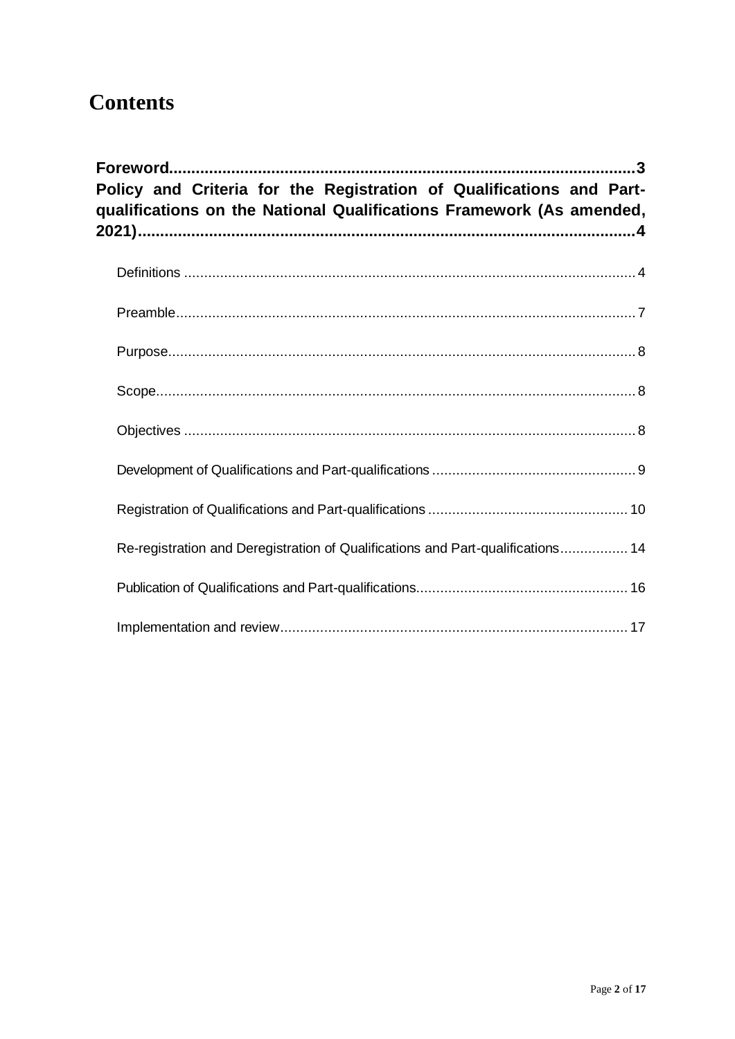# Contents

**Foreword......................................................................................................3**

**Policy and Criteria for the Registration of Qualifications and Part-qualifications on the National Qualifications Framework (As amended, 2021)............................................................................................................4**

Definitions ................................................................................................................ 4

Preamble.................................................................................................................. 7

Purpose.................................................................................................................... 8

Scope....................................................................................................................... 8

Objectives ................................................................................................................ 8

Development of Qualifications and Part-qualifications .................................................. 9

Registration of Qualifications and Part-qualifications ................................................. 10

Re-registration and Deregistration of Qualifications and Part-qualifications................. 14

Publication of Qualifications and Part-qualifications.................................................... 16

Implementation and review...................................................................................... 17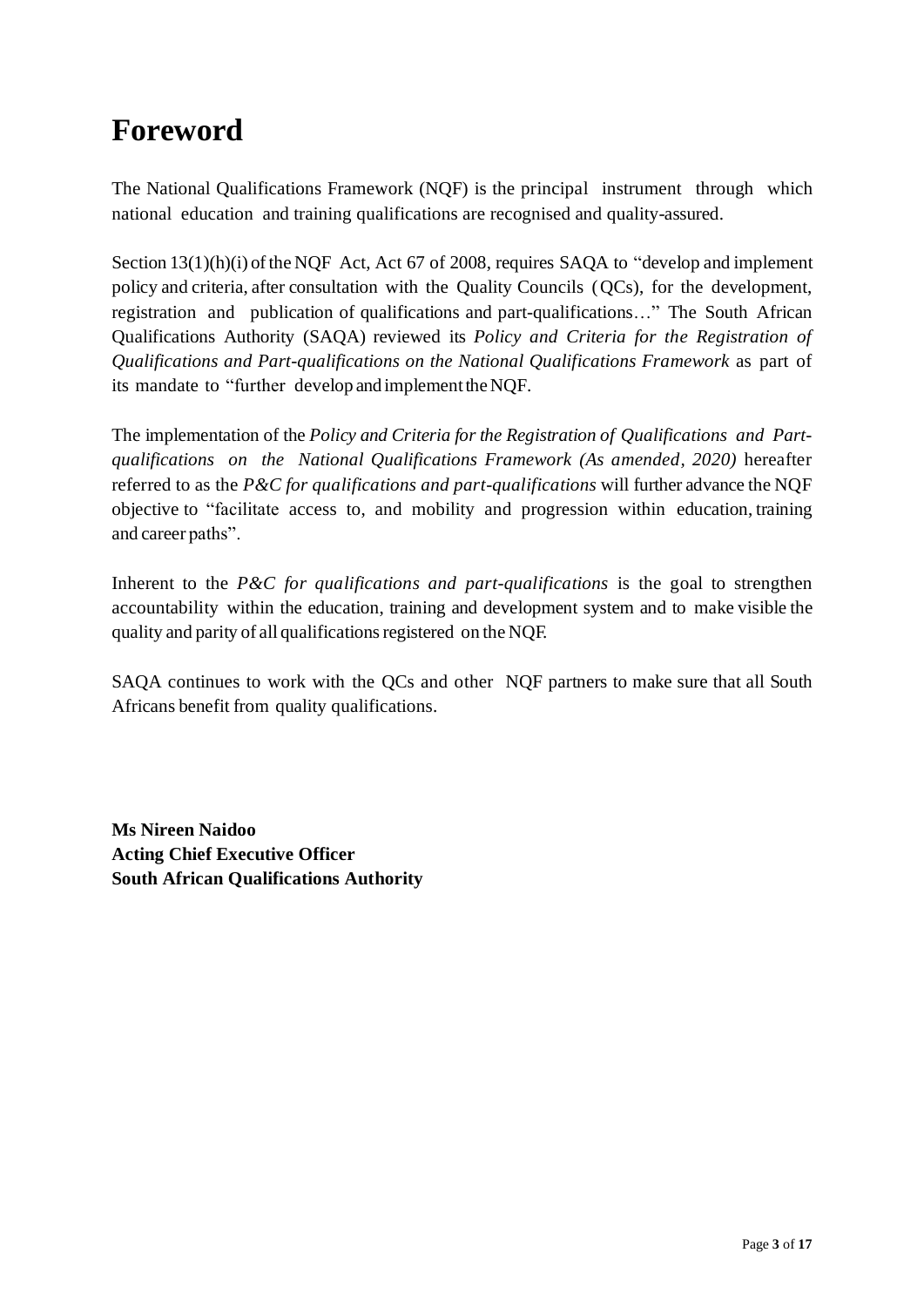# Foreword

The National Qualifications Framework (NQF) is the principal instrument through which national education and training qualifications are recognised and quality-assured.

Section 13(1)(h)(i) of the NQF Act, Act 67 of 2008, requires SAQA to "develop and implement policy and criteria, after consultation with the Quality Councils (QCs), for the development, registration and publication of qualifications and part-qualifications…" The South African Qualifications Authority (SAQA) reviewed its *Policy and Criteria for the Registration of Qualifications and Part-qualifications on the National Qualifications Framework* as part of its mandate to "further develop and implement the NQF.

The implementation of the *Policy and Criteria for the Registration of Qualifications and Part-qualifications on the National Qualifications Framework (As amended, 2020)* hereafter referred to as the *P&C for qualifications and part-qualifications* will further advance the NQF objective to "facilitate access to, and mobility and progression within education, training and career paths".

Inherent to the *P&C for qualifications and part-qualifications* is the goal to strengthen accountability within the education, training and development system and to make visible the quality and parity of all qualifications registered on the NQF.

SAQA continues to work with the QCs and other NQF partners to make sure that all South Africans benefit from quality qualifications.

**Ms Nireen Naidoo**
**Acting Chief Executive Officer**
**South African Qualifications Authority**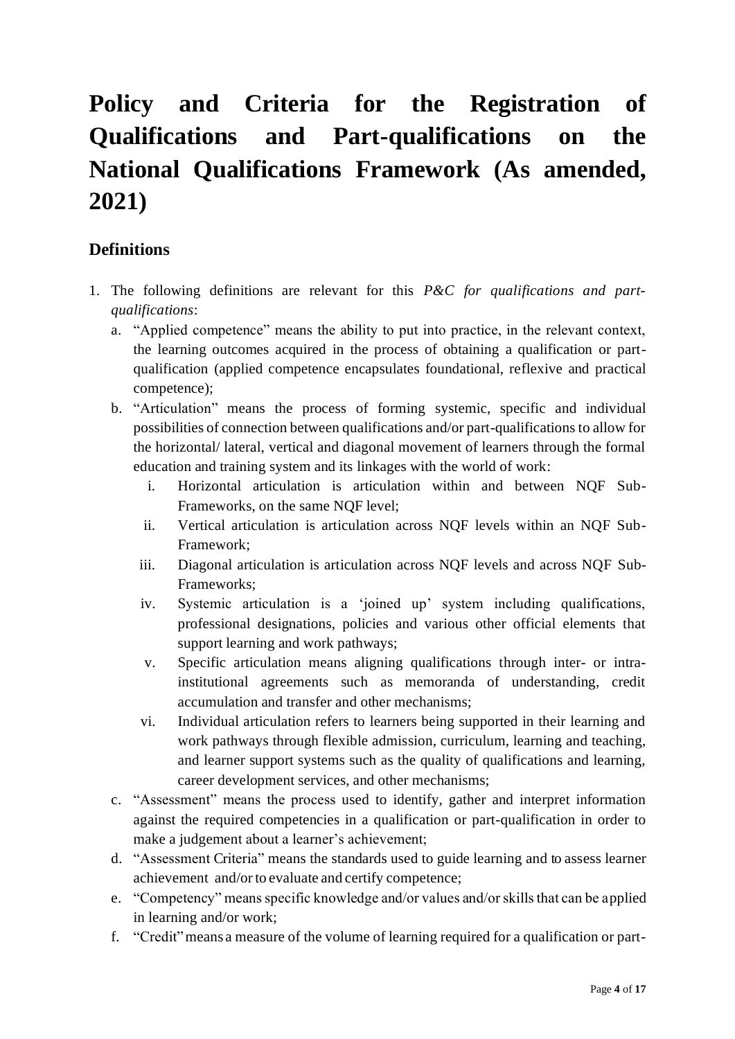# Policy and Criteria for the Registration of Qualifications and Part-qualifications on the National Qualifications Framework (As amended, 2021)

## Definitions

1. The following definitions are relevant for this *P&C for qualifications and part-qualifications*:
   a. "Applied competence" means the ability to put into practice, in the relevant context, the learning outcomes acquired in the process of obtaining a qualification or part-qualification (applied competence encapsulates foundational, reflexive and practical competence);
   b. "Articulation" means the process of forming systemic, specific and individual possibilities of connection between qualifications and/or part-qualifications to allow for the horizontal/ lateral, vertical and diagonal movement of learners through the formal education and training system and its linkages with the world of work:
      i. Horizontal articulation is articulation within and between NQF Sub-Frameworks, on the same NQF level;
      ii. Vertical articulation is articulation across NQF levels within an NQF Sub-Framework;
      iii. Diagonal articulation is articulation across NQF levels and across NQF Sub-Frameworks;
      iv. Systemic articulation is a 'joined up' system including qualifications, professional designations, policies and various other official elements that support learning and work pathways;
      v. Specific articulation means aligning qualifications through inter- or intra-institutional agreements such as memoranda of understanding, credit accumulation and transfer and other mechanisms;
      vi. Individual articulation refers to learners being supported in their learning and work pathways through flexible admission, curriculum, learning and teaching, and learner support systems such as the quality of qualifications and learning, career development services, and other mechanisms;
   c. "Assessment" means the process used to identify, gather and interpret information against the required competencies in a qualification or part-qualification in order to make a judgement about a learner's achievement;
   d. "Assessment Criteria" means the standards used to guide learning and to assess learner achievement and/or to evaluate and certify competence;
   e. "Competency" means specific knowledge and/or values and/or skills that can be applied in learning and/or work;
   f. "Credit" means a measure of the volume of learning required for a qualification or part-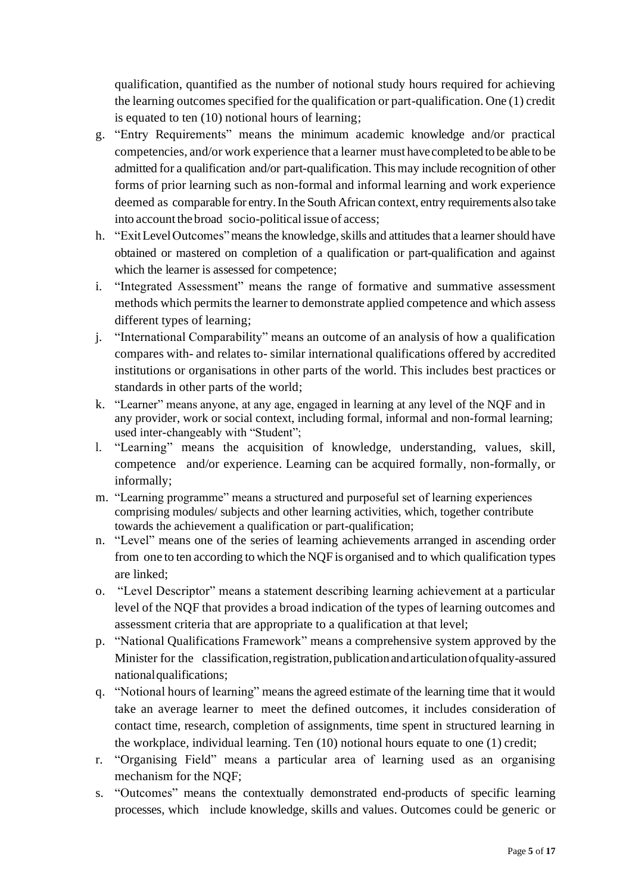qualification, quantified as the number of notional study hours required for achieving the learning outcomes specified for the qualification or part-qualification. One (1) credit is equated to ten (10) notional hours of learning;

g. "Entry Requirements" means the minimum academic knowledge and/or practical competencies, and/or work experience that a learner must have completed to be able to be admitted for a qualification and/or part-qualification. This may include recognition of other forms of prior learning such as non-formal and informal learning and work experience deemed as comparable for entry. In the South African context, entry requirements also take into account the broad socio-political issue of access;

h. "Exit Level Outcomes" means the knowledge, skills and attitudes that a learner should have obtained or mastered on completion of a qualification or part-qualification and against which the learner is assessed for competence;

i. "Integrated Assessment" means the range of formative and summative assessment methods which permits the learner to demonstrate applied competence and which assess different types of learning;

j. "International Comparability" means an outcome of an analysis of how a qualification compares with- and relates to- similar international qualifications offered by accredited institutions or organisations in other parts of the world. This includes best practices or standards in other parts of the world;

k. "Learner" means anyone, at any age, engaged in learning at any level of the NQF and in any provider, work or social context, including formal, informal and non-formal learning; used inter-changeably with "Student";

l. "Learning" means the acquisition of knowledge, understanding, values, skill, competence and/or experience. Learning can be acquired formally, non-formally, or informally;

m. "Learning programme" means a structured and purposeful set of learning experiences comprising modules/ subjects and other learning activities, which, together contribute towards the achievement a qualification or part-qualification;

n. "Level" means one of the series of learning achievements arranged in ascending order from one to ten according to which the NQF is organised and to which qualification types are linked;

o. "Level Descriptor" means a statement describing learning achievement at a particular level of the NQF that provides a broad indication of the types of learning outcomes and assessment criteria that are appropriate to a qualification at that level;

p. "National Qualifications Framework" means a comprehensive system approved by the Minister for the classification, registration, publication and articulation of quality-assured national qualifications;

q. "Notional hours of learning" means the agreed estimate of the learning time that it would take an average learner to meet the defined outcomes, it includes consideration of contact time, research, completion of assignments, time spent in structured learning in the workplace, individual learning. Ten (10) notional hours equate to one (1) credit;

r. "Organising Field" means a particular area of learning used as an organising mechanism for the NQF;

s. "Outcomes" means the contextually demonstrated end-products of specific learning processes, which include knowledge, skills and values. Outcomes could be generic or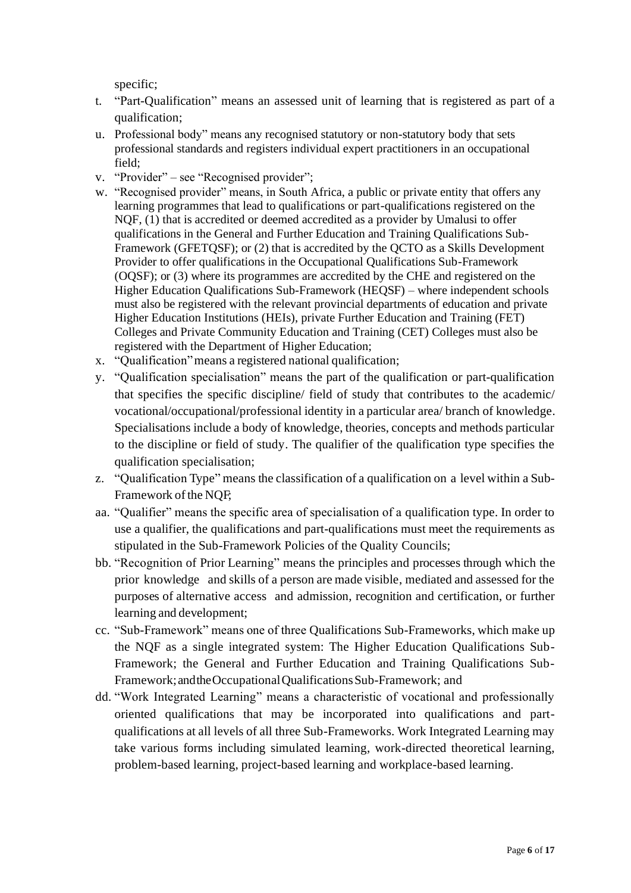specific;

t. "Part-Qualification" means an assessed unit of learning that is registered as part of a qualification;

u. Professional body" means any recognised statutory or non-statutory body that sets professional standards and registers individual expert practitioners in an occupational field;

v. "Provider" – see "Recognised provider";

w. "Recognised provider" means, in South Africa, a public or private entity that offers any learning programmes that lead to qualifications or part-qualifications registered on the NQF, (1) that is accredited or deemed accredited as a provider by Umalusi to offer qualifications in the General and Further Education and Training Qualifications Sub-Framework (GFETQSF); or (2) that is accredited by the QCTO as a Skills Development Provider to offer qualifications in the Occupational Qualifications Sub-Framework (OQSF); or (3) where its programmes are accredited by the CHE and registered on the Higher Education Qualifications Sub-Framework (HEQSF) – where independent schools must also be registered with the relevant provincial departments of education and private Higher Education Institutions (HEIs), private Further Education and Training (FET) Colleges and Private Community Education and Training (CET) Colleges must also be registered with the Department of Higher Education;

x. "Qualification" means a registered national qualification;

y. "Qualification specialisation" means the part of the qualification or part-qualification that specifies the specific discipline/ field of study that contributes to the academic/ vocational/occupational/professional identity in a particular area/ branch of knowledge. Specialisations include a body of knowledge, theories, concepts and methods particular to the discipline or field of study. The qualifier of the qualification type specifies the qualification specialisation;

z. "Qualification Type" means the classification of a qualification on a level within a Sub-Framework of the NQF;

aa. "Qualifier" means the specific area of specialisation of a qualification type. In order to use a qualifier, the qualifications and part-qualifications must meet the requirements as stipulated in the Sub-Framework Policies of the Quality Councils;

bb. "Recognition of Prior Learning" means the principles and processes through which the prior knowledge and skills of a person are made visible, mediated and assessed for the purposes of alternative access and admission, recognition and certification, or further learning and development;

cc. "Sub-Framework" means one of three Qualifications Sub-Frameworks, which make up the NQF as a single integrated system: The Higher Education Qualifications Sub-Framework; the General and Further Education and Training Qualifications Sub-Framework; and the Occupational Qualifications Sub-Framework; and

dd. "Work Integrated Learning" means a characteristic of vocational and professionally oriented qualifications that may be incorporated into qualifications and part-qualifications at all levels of all three Sub-Frameworks. Work Integrated Learning may take various forms including simulated learning, work-directed theoretical learning, problem-based learning, project-based learning and workplace-based learning.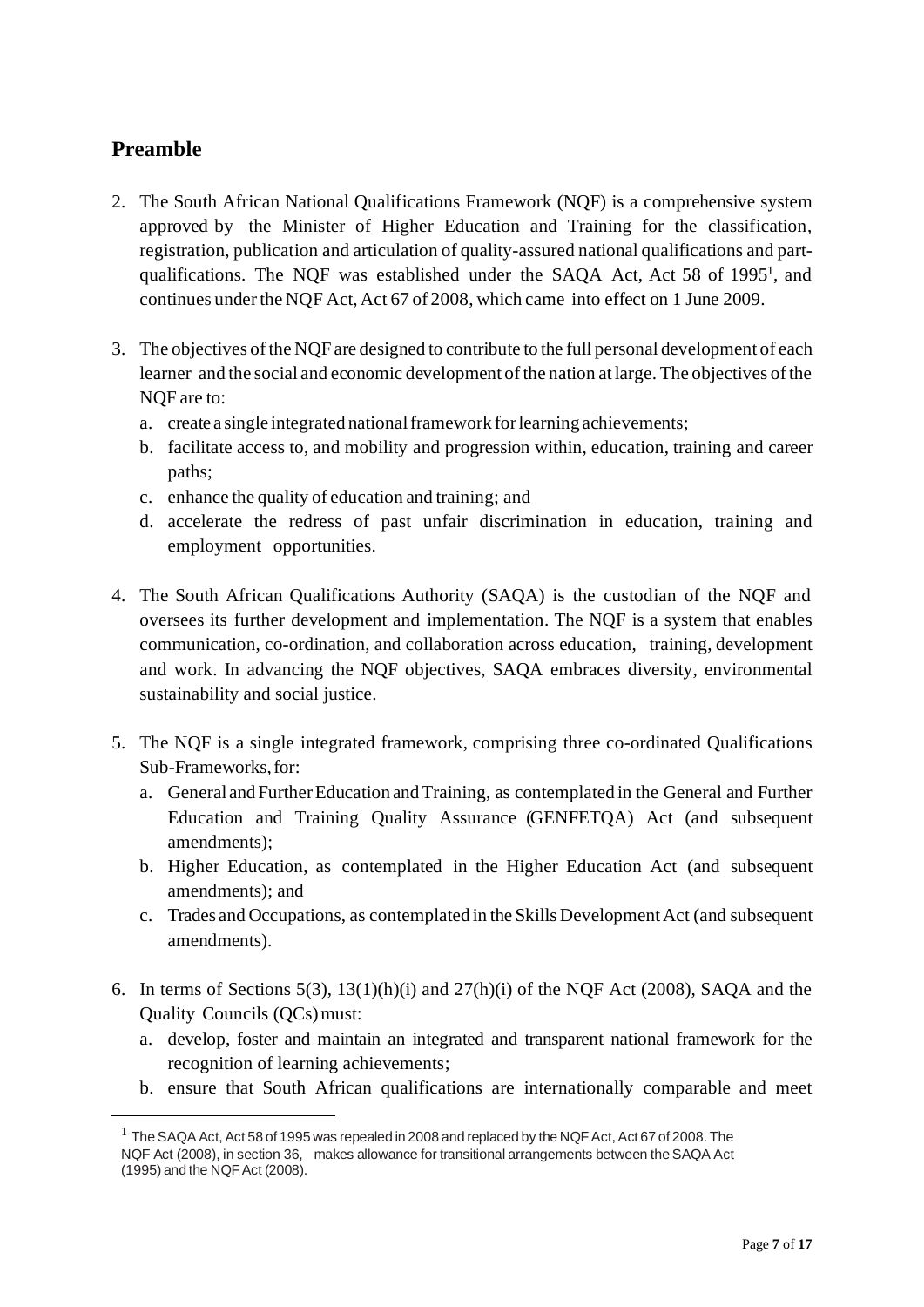## Preamble

2. The South African National Qualifications Framework (NQF) is a comprehensive system approved by the Minister of Higher Education and Training for the classification, registration, publication and articulation of quality-assured national qualifications and part-qualifications. The NQF was established under the SAQA Act, Act 58 of 1995[1], and continues under the NQF Act, Act 67 of 2008, which came into effect on 1 June 2009.

3. The objectives of the NQF are designed to contribute to the full personal development of each learner and the social and economic development of the nation at large. The objectives of the NQF are to:
   a. create a single integrated national framework for learning achievements;
   b. facilitate access to, and mobility and progression within, education, training and career paths;
   c. enhance the quality of education and training; and
   d. accelerate the redress of past unfair discrimination in education, training and employment opportunities.

4. The South African Qualifications Authority (SAQA) is the custodian of the NQF and oversees its further development and implementation. The NQF is a system that enables communication, co-ordination, and collaboration across education, training, development and work. In advancing the NQF objectives, SAQA embraces diversity, environmental sustainability and social justice.

5. The NQF is a single integrated framework, comprising three co-ordinated Qualifications Sub-Frameworks, for:
   a. General and Further Education and Training, as contemplated in the General and Further Education and Training Quality Assurance (GENFETQA) Act (and subsequent amendments);
   b. Higher Education, as contemplated in the Higher Education Act (and subsequent amendments); and
   c. Trades and Occupations, as contemplated in the Skills Development Act (and subsequent amendments).

6. In terms of Sections 5(3), 13(1)(h)(i) and 27(h)(i) of the NQF Act (2008), SAQA and the Quality Councils (QCs) must:
   a. develop, foster and maintain an integrated and transparent national framework for the recognition of learning achievements;
   b. ensure that South African qualifications are internationally comparable and meet

---

[1] The SAQA Act, Act 58 of 1995 was repealed in 2008 and replaced by the NQF Act, Act 67 of 2008. The NQF Act (2008), in section 36, makes allowance for transitional arrangements between the SAQA Act (1995) and the NQF Act (2008).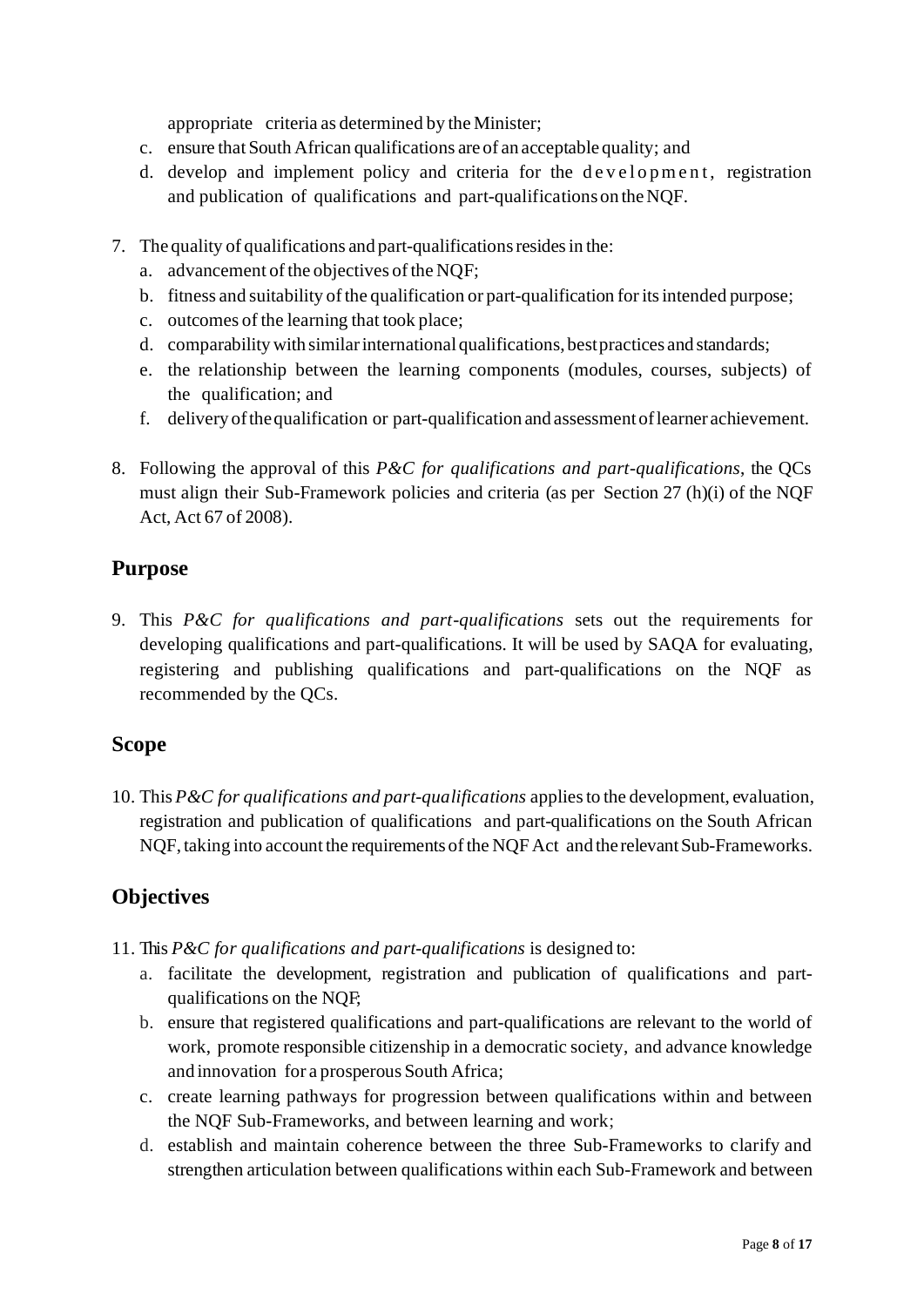appropriate criteria as determined by the Minister;

c. ensure that South African qualifications are of an acceptable quality; and
d. develop and implement policy and criteria for the development, registration and publication of qualifications and part-qualifications on the NQF.

7. The quality of qualifications and part-qualifications resides in the:
   a. advancement of the objectives of the NQF;
   b. fitness and suitability of the qualification or part-qualification for its intended purpose;
   c. outcomes of the learning that took place;
   d. comparability with similar international qualifications, best practices and standards;
   e. the relationship between the learning components (modules, courses, subjects) of the qualification; and
   f. delivery of the qualification or part-qualification and assessment of learner achievement.

8. Following the approval of this *P&C for qualifications and part-qualifications*, the QCs must align their Sub-Framework policies and criteria (as per Section 27 (h)(i) of the NQF Act, Act 67 of 2008).

## Purpose

9. This *P&C for qualifications and part-qualifications* sets out the requirements for developing qualifications and part-qualifications. It will be used by SAQA for evaluating, registering and publishing qualifications and part-qualifications on the NQF as recommended by the QCs.

## Scope

10. This *P&C for qualifications and part-qualifications* applies to the development, evaluation, registration and publication of qualifications and part-qualifications on the South African NQF, taking into account the requirements of the NQF Act and the relevant Sub-Frameworks.

## Objectives

11. This *P&C for qualifications and part-qualifications* is designed to:
    a. facilitate the development, registration and publication of qualifications and part-qualifications on the NQF;
    b. ensure that registered qualifications and part-qualifications are relevant to the world of work, promote responsible citizenship in a democratic society, and advance knowledge and innovation for a prosperous South Africa;
    c. create learning pathways for progression between qualifications within and between the NQF Sub-Frameworks, and between learning and work;
    d. establish and maintain coherence between the three Sub-Frameworks to clarify and strengthen articulation between qualifications within each Sub-Framework and between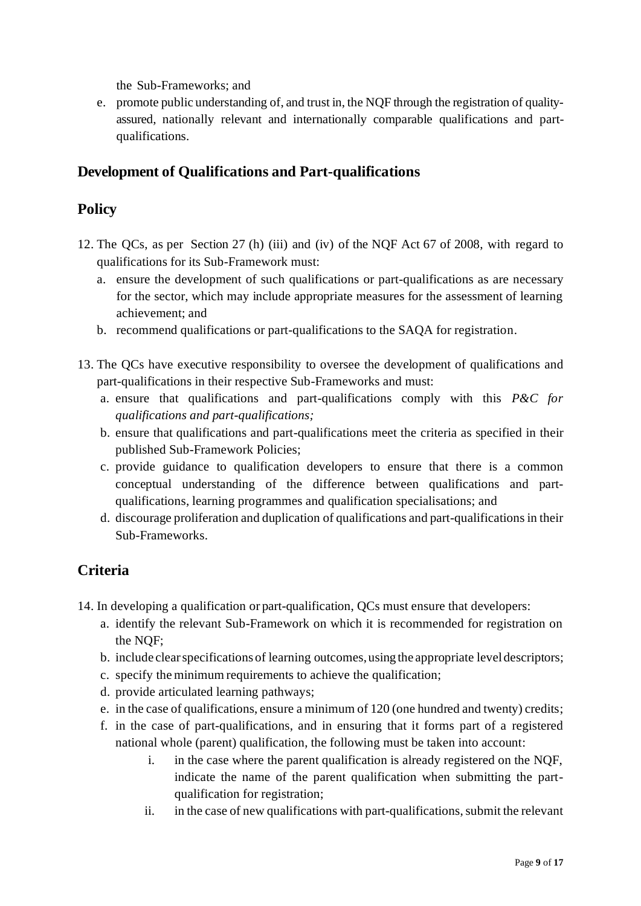the Sub-Frameworks; and

e. promote public understanding of, and trust in, the NQF through the registration of quality-assured, nationally relevant and internationally comparable qualifications and part-qualifications.

## Development of Qualifications and Part-qualifications

## Policy

12. The QCs, as per Section 27 (h) (iii) and (iv) of the NQF Act 67 of 2008, with regard to qualifications for its Sub-Framework must:
    a. ensure the development of such qualifications or part-qualifications as are necessary for the sector, which may include appropriate measures for the assessment of learning achievement; and
    b. recommend qualifications or part-qualifications to the SAQA for registration.

13. The QCs have executive responsibility to oversee the development of qualifications and part-qualifications in their respective Sub-Frameworks and must:
    a. ensure that qualifications and part-qualifications comply with this *P&C for qualifications and part-qualifications;*
    b. ensure that qualifications and part-qualifications meet the criteria as specified in their published Sub-Framework Policies;
    c. provide guidance to qualification developers to ensure that there is a common conceptual understanding of the difference between qualifications and part-qualifications, learning programmes and qualification specialisations; and
    d. discourage proliferation and duplication of qualifications and part-qualifications in their Sub-Frameworks.

## Criteria

14. In developing a qualification or part-qualification, QCs must ensure that developers:
    a. identify the relevant Sub-Framework on which it is recommended for registration on the NQF;
    b. include clear specifications of learning outcomes, using the appropriate level descriptors;
    c. specify the minimum requirements to achieve the qualification;
    d. provide articulated learning pathways;
    e. in the case of qualifications, ensure a minimum of 120 (one hundred and twenty) credits;
    f. in the case of part-qualifications, and in ensuring that it forms part of a registered national whole (parent) qualification, the following must be taken into account:
        i. in the case where the parent qualification is already registered on the NQF, indicate the name of the parent qualification when submitting the part-qualification for registration;
        ii. in the case of new qualifications with part-qualifications, submit the relevant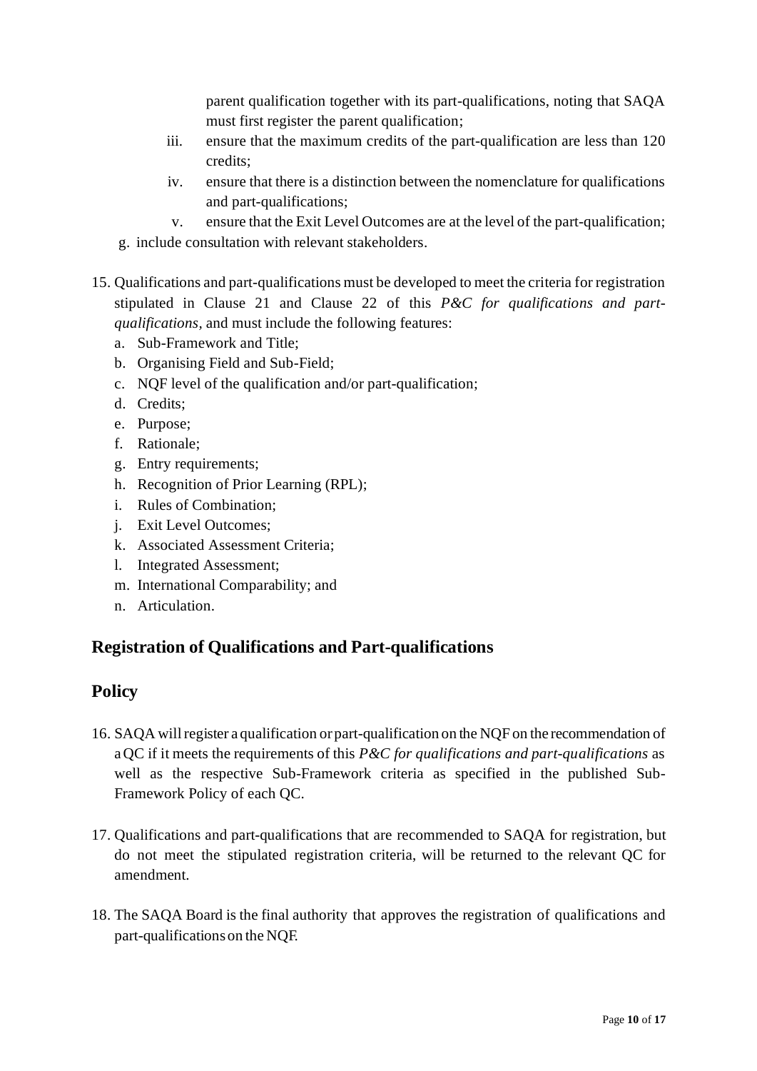parent qualification together with its part-qualifications, noting that SAQA must first register the parent qualification;

iii. ensure that the maximum credits of the part-qualification are less than 120 credits;

iv. ensure that there is a distinction between the nomenclature for qualifications and part-qualifications;

v. ensure that the Exit Level Outcomes are at the level of the part-qualification;

g. include consultation with relevant stakeholders.

15. Qualifications and part-qualifications must be developed to meet the criteria for registration stipulated in Clause 21 and Clause 22 of this *P&C for qualifications and part-qualifications*, and must include the following features:
    a. Sub-Framework and Title;
    b. Organising Field and Sub-Field;
    c. NQF level of the qualification and/or part-qualification;
    d. Credits;
    e. Purpose;
    f. Rationale;
    g. Entry requirements;
    h. Recognition of Prior Learning (RPL);
    i. Rules of Combination;
    j. Exit Level Outcomes;
    k. Associated Assessment Criteria;
    l. Integrated Assessment;
    m. International Comparability; and
    n. Articulation.

## Registration of Qualifications and Part-qualifications

## Policy

16. SAQA will register a qualification or part-qualification on the NQF on the recommendation of a QC if it meets the requirements of this *P&C for qualifications and part-qualifications* as well as the respective Sub-Framework criteria as specified in the published Sub-Framework Policy of each QC.

17. Qualifications and part-qualifications that are recommended to SAQA for registration, but do not meet the stipulated registration criteria, will be returned to the relevant QC for amendment.

18. The SAQA Board is the final authority that approves the registration of qualifications and part-qualifications on the NQF.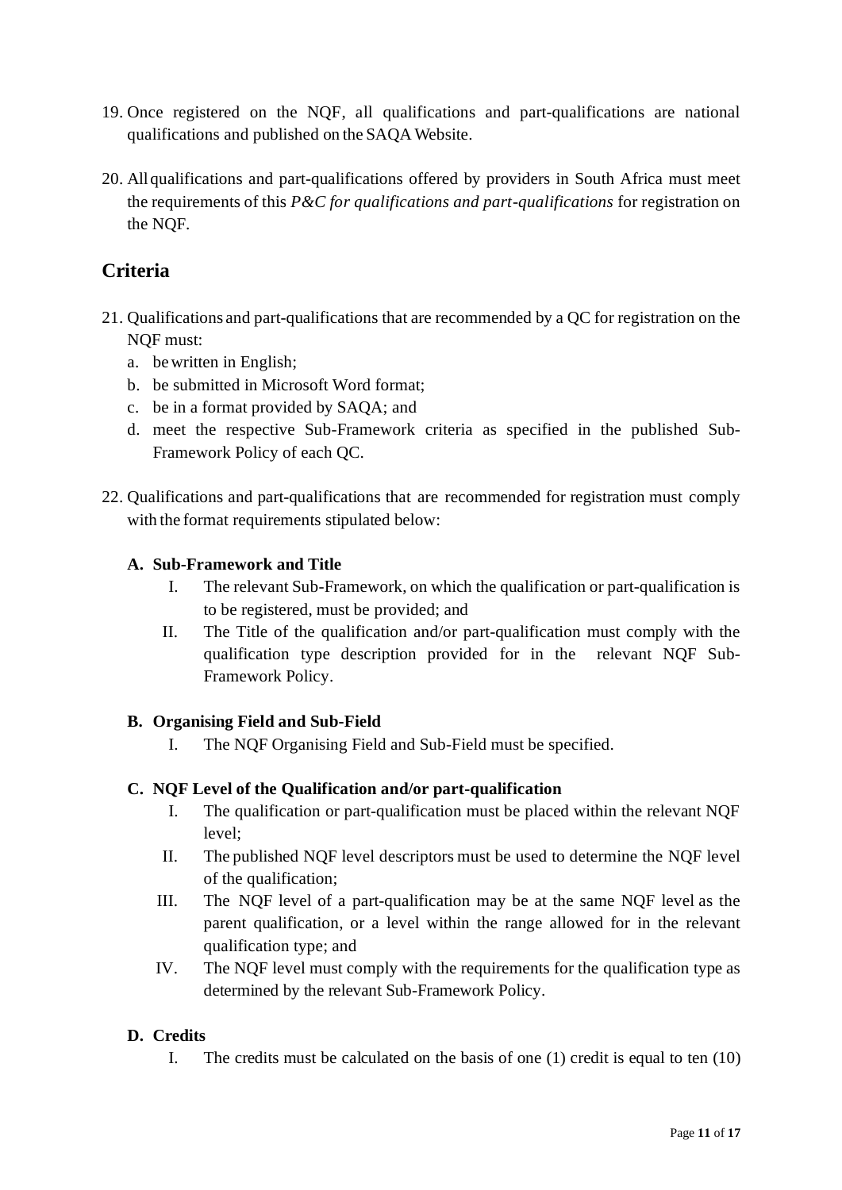19. Once registered on the NQF, all qualifications and part-qualifications are national qualifications and published on the SAQA Website.

20. All qualifications and part-qualifications offered by providers in South Africa must meet the requirements of this *P&C for qualifications and part-qualifications* for registration on the NQF.

## Criteria

21. Qualifications and part-qualifications that are recommended by a QC for registration on the NQF must:
    a. be written in English;
    b. be submitted in Microsoft Word format;
    c. be in a format provided by SAQA; and
    d. meet the respective Sub-Framework criteria as specified in the published Sub-Framework Policy of each QC.

22. Qualifications and part-qualifications that are recommended for registration must comply with the format requirements stipulated below:

    **A. Sub-Framework and Title**

    I. The relevant Sub-Framework, on which the qualification or part-qualification is to be registered, must be provided; and

    II. The Title of the qualification and/or part-qualification must comply with the qualification type description provided for in the relevant NQF Sub-Framework Policy.

    **B. Organising Field and Sub-Field**

    I. The NQF Organising Field and Sub-Field must be specified.

    **C. NQF Level of the Qualification and/or part-qualification**

    I. The qualification or part-qualification must be placed within the relevant NQF level;

    II. The published NQF level descriptors must be used to determine the NQF level of the qualification;

    III. The NQF level of a part-qualification may be at the same NQF level as the parent qualification, or a level within the range allowed for in the relevant qualification type; and

    IV. The NQF level must comply with the requirements for the qualification type as determined by the relevant Sub-Framework Policy.

    **D. Credits**

    I. The credits must be calculated on the basis of one (1) credit is equal to ten (10)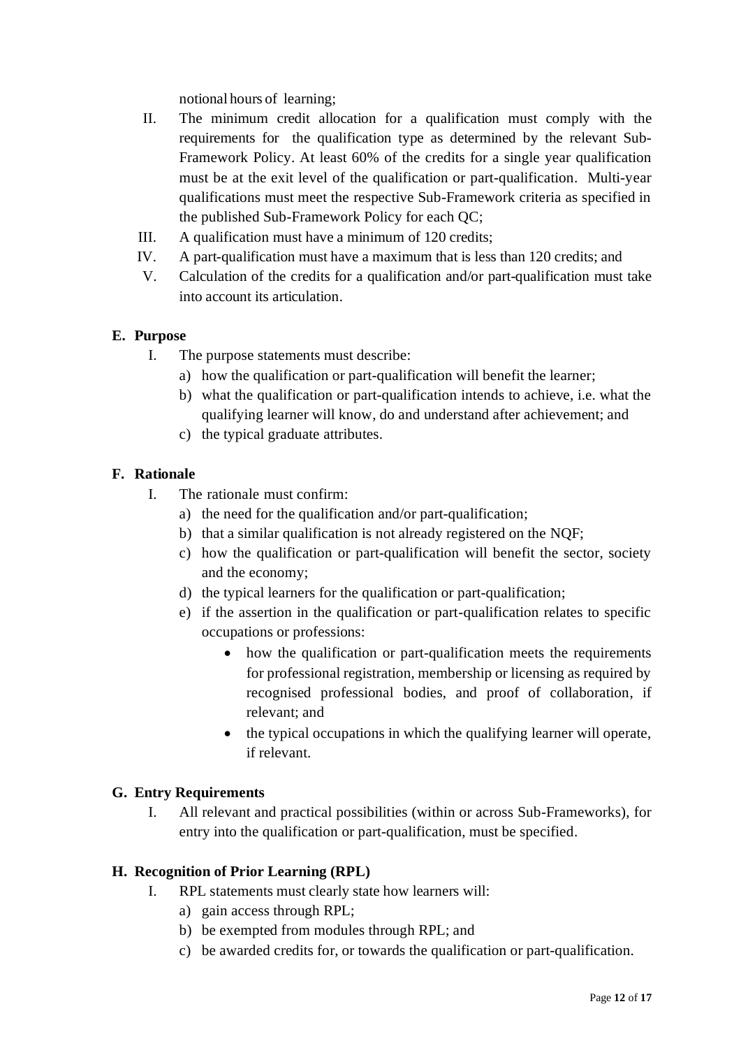notional hours of learning;

II. The minimum credit allocation for a qualification must comply with the requirements for the qualification type as determined by the relevant Sub-Framework Policy. At least 60% of the credits for a single year qualification must be at the exit level of the qualification or part-qualification. Multi-year qualifications must meet the respective Sub-Framework criteria as specified in the published Sub-Framework Policy for each QC;

III. A qualification must have a minimum of 120 credits;

IV. A part-qualification must have a maximum that is less than 120 credits; and

V. Calculation of the credits for a qualification and/or part-qualification must take into account its articulation.

**E. Purpose**

I. The purpose statements must describe:

a) how the qualification or part-qualification will benefit the learner;

b) what the qualification or part-qualification intends to achieve, i.e. what the qualifying learner will know, do and understand after achievement; and

c) the typical graduate attributes.

**F. Rationale**

I. The rationale must confirm:

a) the need for the qualification and/or part-qualification;

b) that a similar qualification is not already registered on the NQF;

c) how the qualification or part-qualification will benefit the sector, society and the economy;

d) the typical learners for the qualification or part-qualification;

e) if the assertion in the qualification or part-qualification relates to specific occupations or professions:

- how the qualification or part-qualification meets the requirements for professional registration, membership or licensing as required by recognised professional bodies, and proof of collaboration, if relevant; and
- the typical occupations in which the qualifying learner will operate, if relevant.

**G. Entry Requirements**

I. All relevant and practical possibilities (within or across Sub-Frameworks), for entry into the qualification or part-qualification, must be specified.

**H. Recognition of Prior Learning (RPL)**

I. RPL statements must clearly state how learners will:

a) gain access through RPL;

b) be exempted from modules through RPL; and

c) be awarded credits for, or towards the qualification or part-qualification.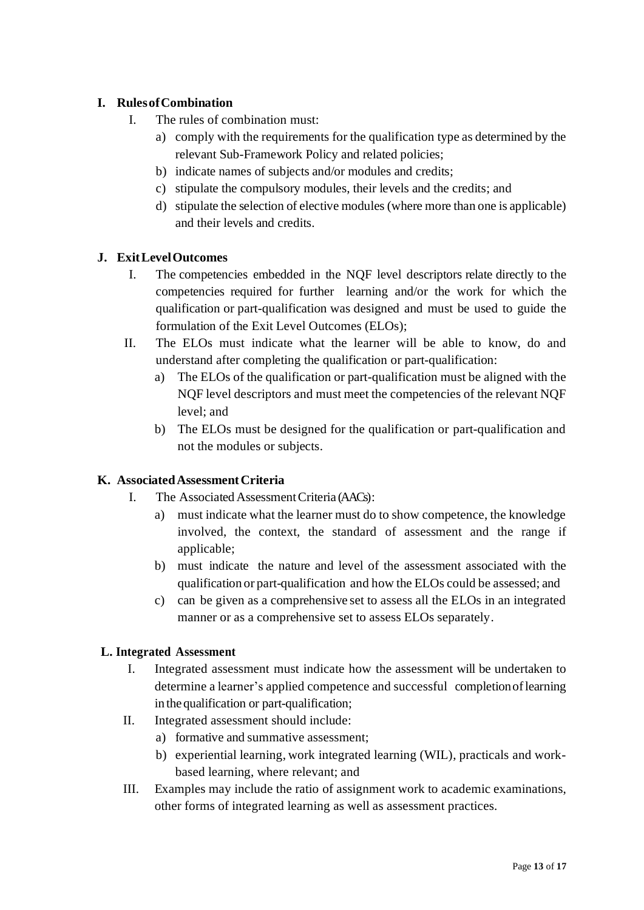**I. Rules of Combination**

I. The rules of combination must:

a) comply with the requirements for the qualification type as determined by the relevant Sub-Framework Policy and related policies;

b) indicate names of subjects and/or modules and credits;

c) stipulate the compulsory modules, their levels and the credits; and

d) stipulate the selection of elective modules (where more than one is applicable) and their levels and credits.

**J. Exit Level Outcomes**

I. The competencies embedded in the NQF level descriptors relate directly to the competencies required for further learning and/or the work for which the qualification or part-qualification was designed and must be used to guide the formulation of the Exit Level Outcomes (ELOs);

II. The ELOs must indicate what the learner will be able to know, do and understand after completing the qualification or part-qualification:

a) The ELOs of the qualification or part-qualification must be aligned with the NQF level descriptors and must meet the competencies of the relevant NQF level; and

b) The ELOs must be designed for the qualification or part-qualification and not the modules or subjects.

**K. Associated Assessment Criteria**

I. The Associated Assessment Criteria (AACs):

a) must indicate what the learner must do to show competence, the knowledge involved, the context, the standard of assessment and the range if applicable;

b) must indicate the nature and level of the assessment associated with the qualification or part-qualification and how the ELOs could be assessed; and

c) can be given as a comprehensive set to assess all the ELOs in an integrated manner or as a comprehensive set to assess ELOs separately.

**L. Integrated Assessment**

I. Integrated assessment must indicate how the assessment will be undertaken to determine a learner's applied competence and successful completion of learning in the qualification or part-qualification;

II. Integrated assessment should include:

a) formative and summative assessment;

b) experiential learning, work integrated learning (WIL), practicals and work-based learning, where relevant; and

III. Examples may include the ratio of assignment work to academic examinations, other forms of integrated learning as well as assessment practices.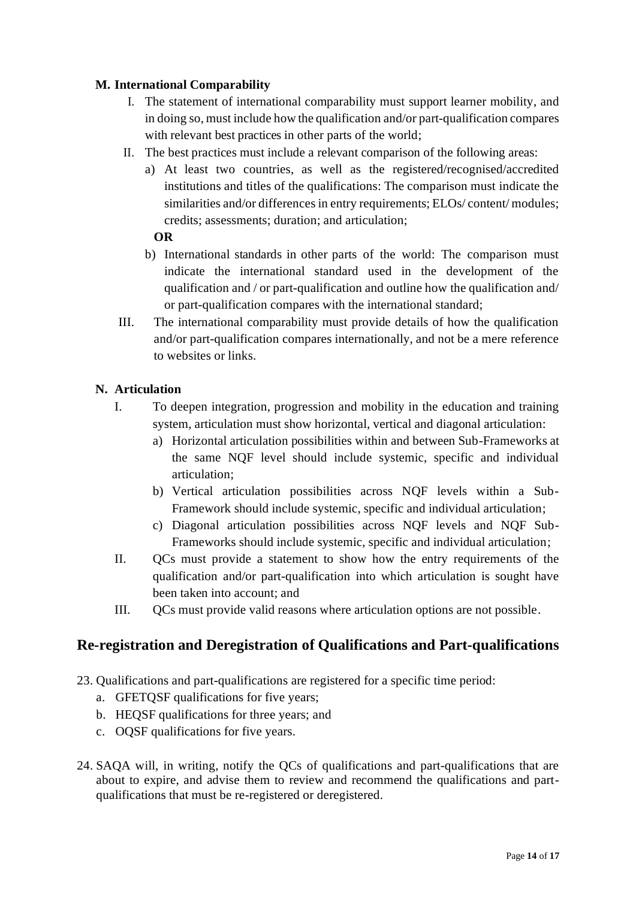**M. International Comparability**

I. The statement of international comparability must support learner mobility, and in doing so, must include how the qualification and/or part-qualification compares with relevant best practices in other parts of the world;

II. The best practices must include a relevant comparison of the following areas:

   a) At least two countries, as well as the registered/recognised/accredited institutions and titles of the qualifications: The comparison must indicate the similarities and/or differences in entry requirements; ELOs/ content/ modules; credits; assessments; duration; and articulation;

   **OR**

   b) International standards in other parts of the world: The comparison must indicate the international standard used in the development of the qualification and / or part-qualification and outline how the qualification and/ or part-qualification compares with the international standard;

III. The international comparability must provide details of how the qualification and/or part-qualification compares internationally, and not be a mere reference to websites or links.

**N. Articulation**

I. To deepen integration, progression and mobility in the education and training system, articulation must show horizontal, vertical and diagonal articulation:

   a) Horizontal articulation possibilities within and between Sub-Frameworks at the same NQF level should include systemic, specific and individual articulation;

   b) Vertical articulation possibilities across NQF levels within a Sub-Framework should include systemic, specific and individual articulation;

   c) Diagonal articulation possibilities across NQF levels and NQF Sub-Frameworks should include systemic, specific and individual articulation;

II. QCs must provide a statement to show how the entry requirements of the qualification and/or part-qualification into which articulation is sought have been taken into account; and

III. QCs must provide valid reasons where articulation options are not possible.

## Re-registration and Deregistration of Qualifications and Part-qualifications

23. Qualifications and part-qualifications are registered for a specific time period:
    a. GFETQSF qualifications for five years;
    b. HEQSF qualifications for three years; and
    c. OQSF qualifications for five years.

24. SAQA will, in writing, notify the QCs of qualifications and part-qualifications that are about to expire, and advise them to review and recommend the qualifications and part-qualifications that must be re-registered or deregistered.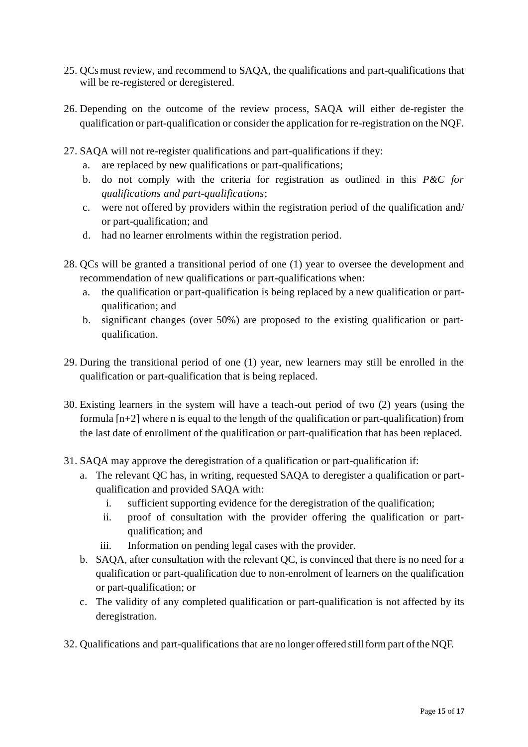25. QCs must review, and recommend to SAQA, the qualifications and part-qualifications that will be re-registered or deregistered.

26. Depending on the outcome of the review process, SAQA will either de-register the qualification or part-qualification or consider the application for re-registration on the NQF.

27. SAQA will not re-register qualifications and part-qualifications if they:
    a. are replaced by new qualifications or part-qualifications;
    b. do not comply with the criteria for registration as outlined in this *P&C for qualifications and part-qualifications*;
    c. were not offered by providers within the registration period of the qualification and/ or part-qualification; and
    d. had no learner enrolments within the registration period.

28. QCs will be granted a transitional period of one (1) year to oversee the development and recommendation of new qualifications or part-qualifications when:
    a. the qualification or part-qualification is being replaced by a new qualification or part-qualification; and
    b. significant changes (over 50%) are proposed to the existing qualification or part-qualification.

29. During the transitional period of one (1) year, new learners may still be enrolled in the qualification or part-qualification that is being replaced.

30. Existing learners in the system will have a teach-out period of two (2) years (using the formula [n+2] where n is equal to the length of the qualification or part-qualification) from the last date of enrollment of the qualification or part-qualification that has been replaced.

31. SAQA may approve the deregistration of a qualification or part-qualification if:
    a. The relevant QC has, in writing, requested SAQA to deregister a qualification or part-qualification and provided SAQA with:
        i. sufficient supporting evidence for the deregistration of the qualification;
        ii. proof of consultation with the provider offering the qualification or part-qualification; and
        iii. Information on pending legal cases with the provider.
    b. SAQA, after consultation with the relevant QC, is convinced that there is no need for a qualification or part-qualification due to non-enrolment of learners on the qualification or part-qualification; or
    c. The validity of any completed qualification or part-qualification is not affected by its deregistration.

32. Qualifications and part-qualifications that are no longer offered still form part of the NQF.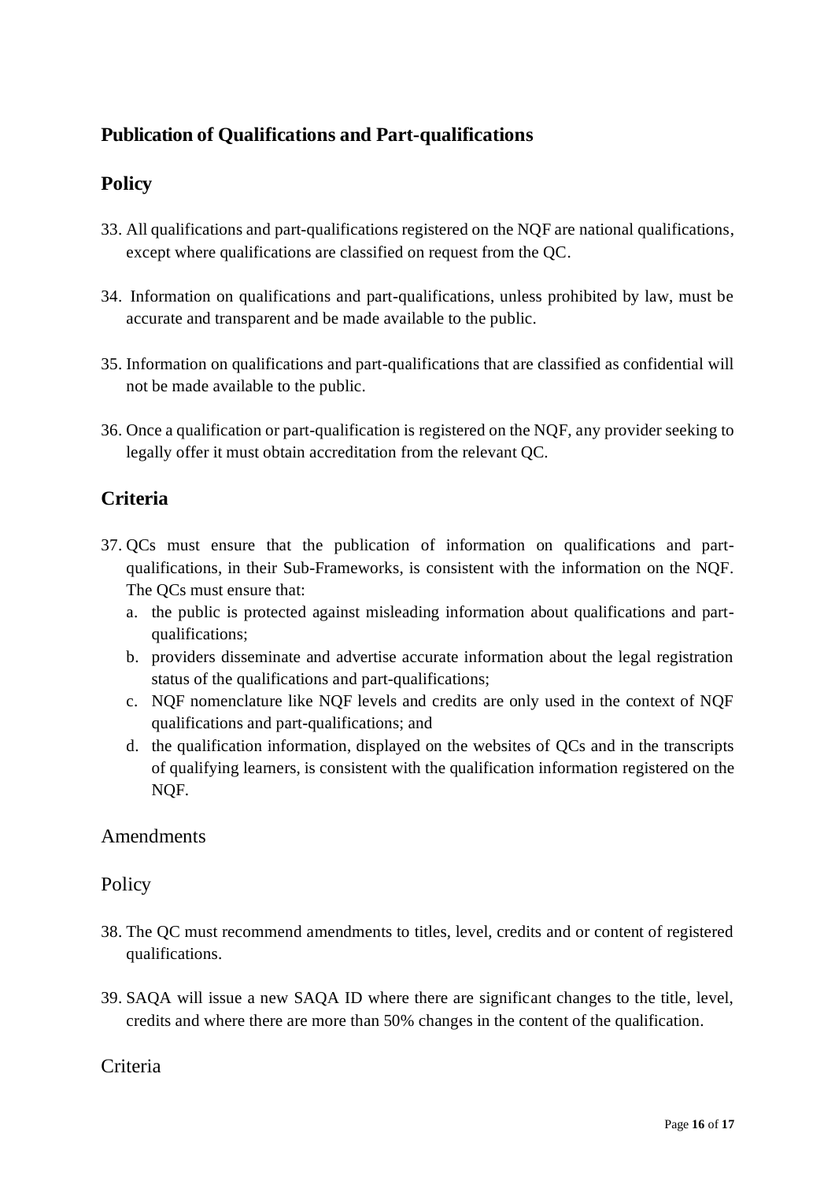## Publication of Qualifications and Part-qualifications

## Policy

33. All qualifications and part-qualifications registered on the NQF are national qualifications, except where qualifications are classified on request from the QC.

34. Information on qualifications and part-qualifications, unless prohibited by law, must be accurate and transparent and be made available to the public.

35. Information on qualifications and part-qualifications that are classified as confidential will not be made available to the public.

36. Once a qualification or part-qualification is registered on the NQF, any provider seeking to legally offer it must obtain accreditation from the relevant QC.

## Criteria

37. QCs must ensure that the publication of information on qualifications and part-qualifications, in their Sub-Frameworks, is consistent with the information on the NQF. The QCs must ensure that:
    a. the public is protected against misleading information about qualifications and part-qualifications;
    b. providers disseminate and advertise accurate information about the legal registration status of the qualifications and part-qualifications;
    c. NQF nomenclature like NQF levels and credits are only used in the context of NQF qualifications and part-qualifications; and
    d. the qualification information, displayed on the websites of QCs and in the transcripts of qualifying learners, is consistent with the qualification information registered on the NQF.

## Amendments

### Policy

38. The QC must recommend amendments to titles, level, credits and or content of registered qualifications.

39. SAQA will issue a new SAQA ID where there are significant changes to the title, level, credits and where there are more than 50% changes in the content of the qualification.

### Criteria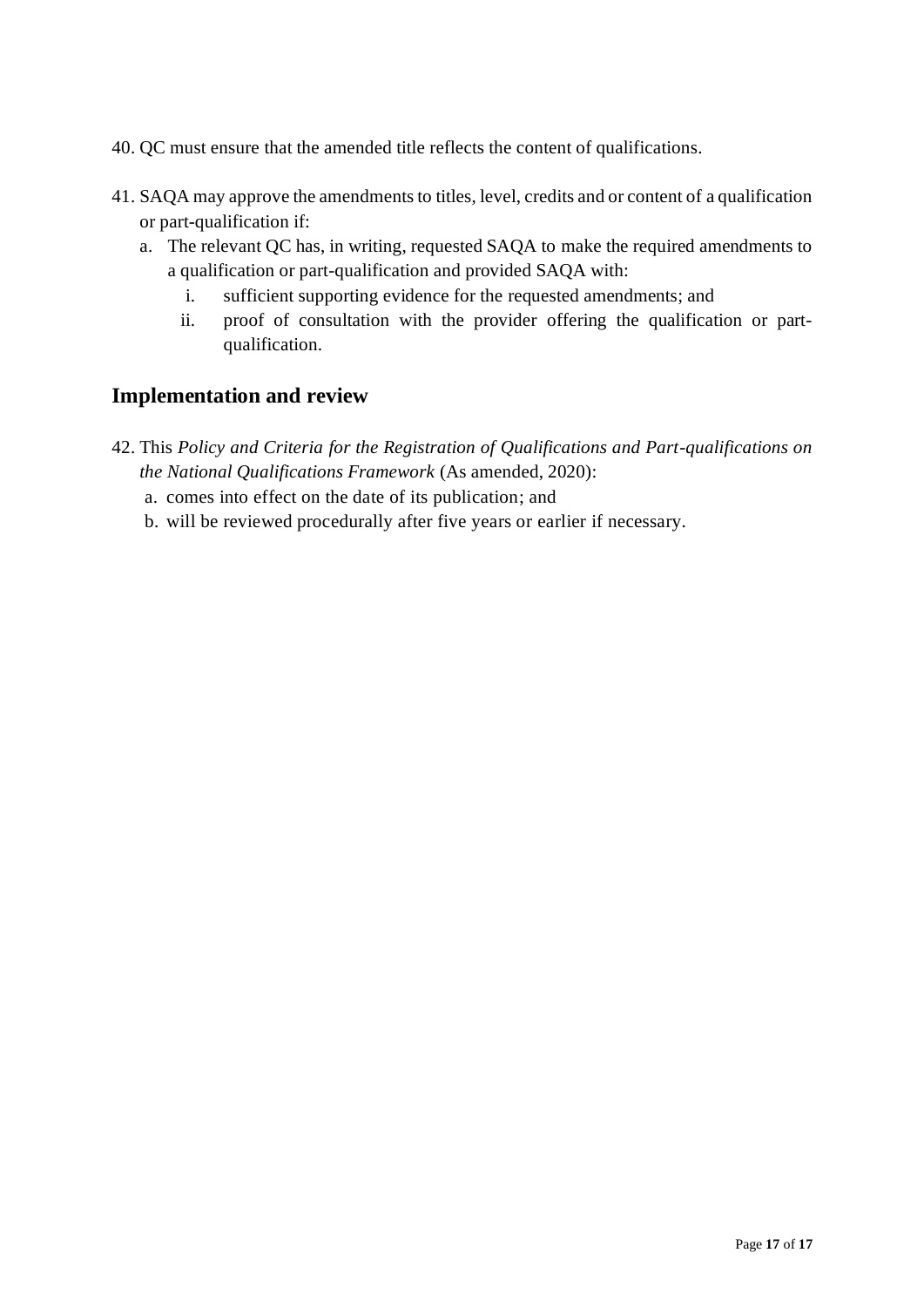40. QC must ensure that the amended title reflects the content of qualifications.

41. SAQA may approve the amendments to titles, level, credits and or content of a qualification or part-qualification if:
    a. The relevant QC has, in writing, requested SAQA to make the required amendments to a qualification or part-qualification and provided SAQA with:
        i. sufficient supporting evidence for the requested amendments; and
        ii. proof of consultation with the provider offering the qualification or part-qualification.

## Implementation and review

42. This *Policy and Criteria for the Registration of Qualifications and Part-qualifications on the National Qualifications Framework* (As amended, 2020):
    a. comes into effect on the date of its publication; and
    b. will be reviewed procedurally after five years or earlier if necessary.